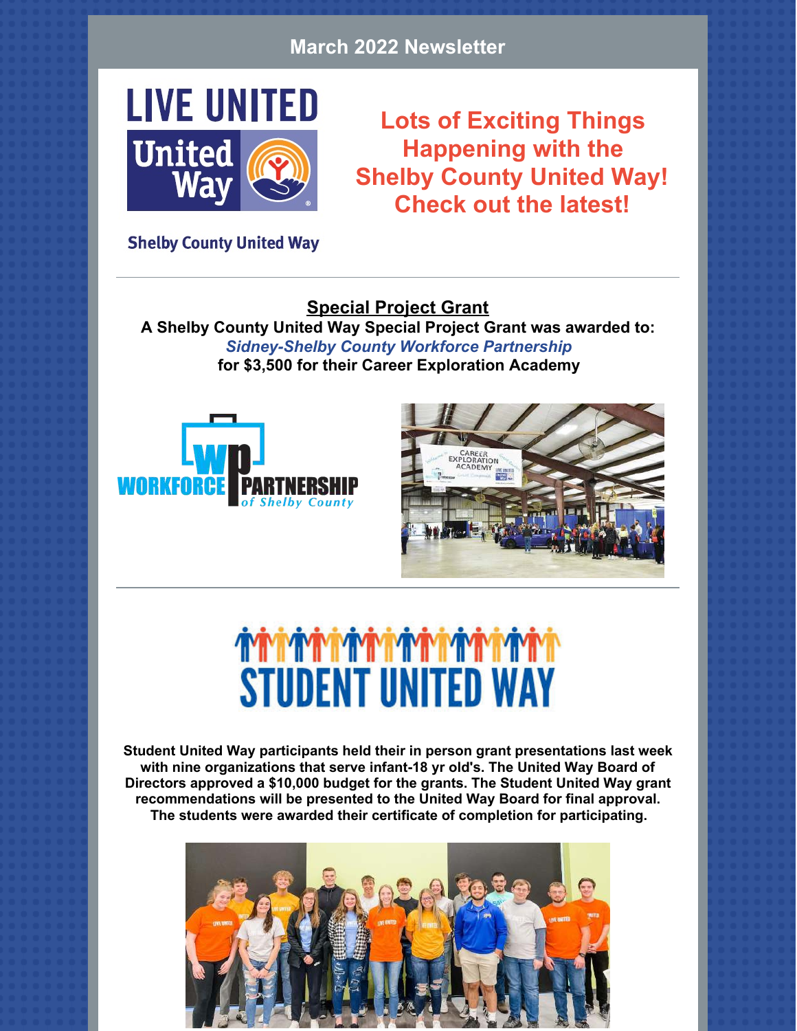# March 2022 Newsletter

LIVE UNITED

United Way

Shelby County United Way

## Lots of Exciting Things Happening with the Shelby County United Way! Check out the latest!

---

### Special Project Grant

**A Shelby County United Way Special Project Grant was awarded to:**
***Sidney-Shelby County Workforce Partnership***
**for $3,500 for their Career Exploration Academy**

---

## STUDENT UNITED WAY

**Student United Way participants held their in person grant presentations last week with nine organizations that serve infant-18 yr old's. The United Way Board of Directors approved a $10,000 budget for the grants. The Student United Way grant recommendations will be presented to the United Way Board for final approval. The students were awarded their certificate of completion for participating.**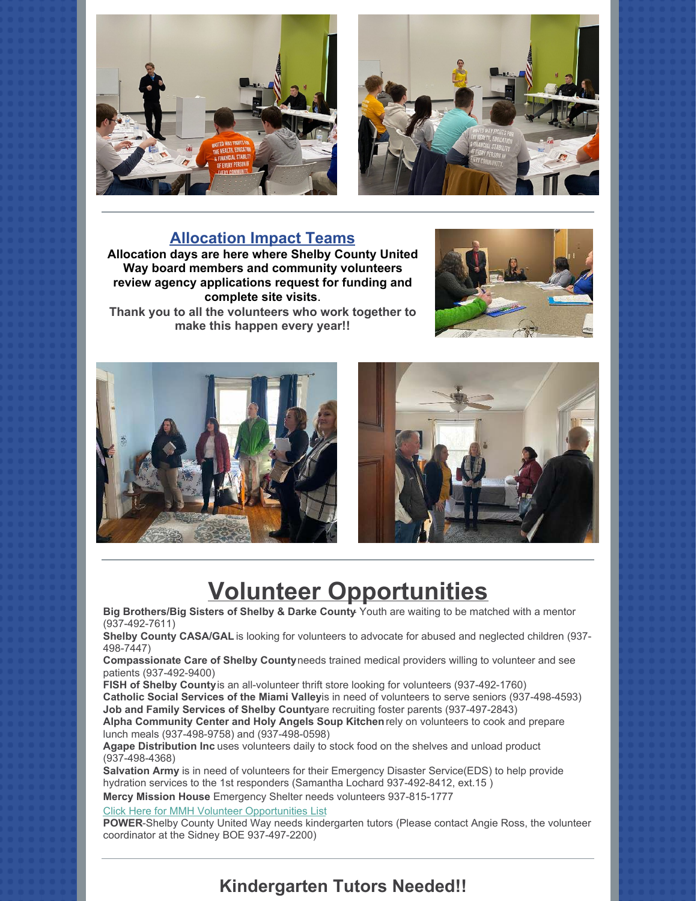## Allocation Impact Teams

**Allocation days are here where Shelby County United Way board members and community volunteers review agency applications request for funding and complete site visits.**

**Thank you to all the volunteers who work together to make this happen every year!!**

# Volunteer Opportunities

**Big Brothers/Big Sisters of Shelby & Darke County**- Youth are waiting to be matched with a mentor (937-492-7611)

**Shelby County CASA/GAL** is looking for volunteers to advocate for abused and neglected children (937-498-7447)

**Compassionate Care of Shelby County** needs trained medical providers willing to volunteer and see patients (937-492-9400)

**FISH of Shelby County** is an all-volunteer thrift store looking for volunteers (937-492-1760)

**Catholic Social Services of the Miami Valley** is in need of volunteers to serve seniors (937-498-4593)

**Job and Family Services of Shelby County** are recruiting foster parents (937-497-2843)

**Alpha Community Center and Holy Angels Soup Kitchen** rely on volunteers to cook and prepare lunch meals (937-498-9758) and (937-498-0598)

**Agape Distribution Inc** uses volunteers daily to stock food on the shelves and unload product (937-498-4368)

**Salvation Army** is in need of volunteers for their Emergency Disaster Service(EDS) to help provide hydration services to the 1st responders (Samantha Lochard 937-492-8412, ext.15 )

**Mercy Mission House** Emergency Shelter needs volunteers 937-815-1777

[Click Here for MMH Volunteer Opportunities List]

**POWER**-Shelby County United Way needs kindergarten tutors (Please contact Angie Ross, the volunteer coordinator at the Sidney BOE 937-497-2200)

## Kindergarten Tutors Needed!!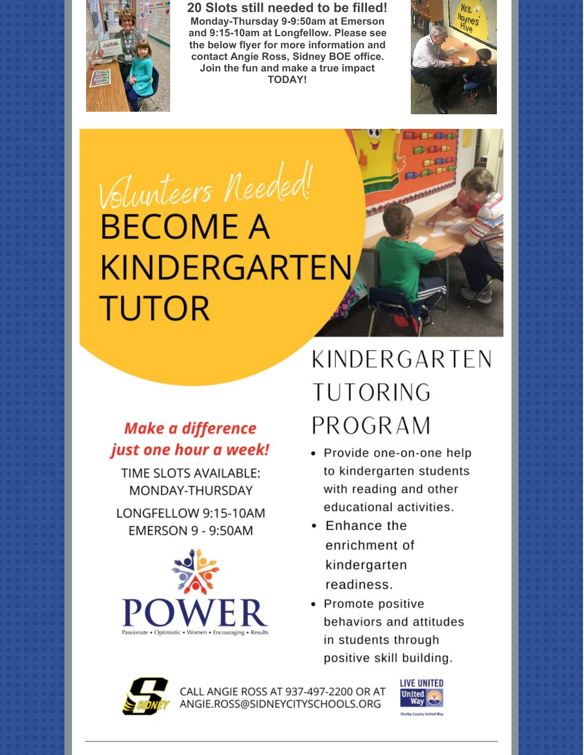**20 Slots still needed to be filled!**

**Monday-Thursday 9-9:50am at Emerson and 9:15-10am at Longfellow. Please see the below flyer for more information and contact Angie Ross, Sidney BOE office. Join the fun and make a true impact TODAY!**

# Volunteers Needed!

# BECOME A KINDERGARTEN TUTOR

***Make a difference just one hour a week!***

TIME SLOTS AVAILABLE: MONDAY-THURSDAY

LONGFELLOW 9:15-10AM

EMERSON 9 - 9:50AM

POWER

Passionate • Optimistic • Women • Encouraging • Results

## KINDERGARTEN TUTORING PROGRAM

- Provide one-on-one help to kindergarten students with reading and other educational activities.
- Enhance the enrichment of kindergarten readiness.
- Promote positive behaviors and attitudes in students through positive skill building.

CALL ANGIE ROSS AT 937-497-2200 OR AT ANGIE.ROSS@SIDNEYCITYSCHOOLS.ORG

LIVE UNITED United Way

Shelby County United Way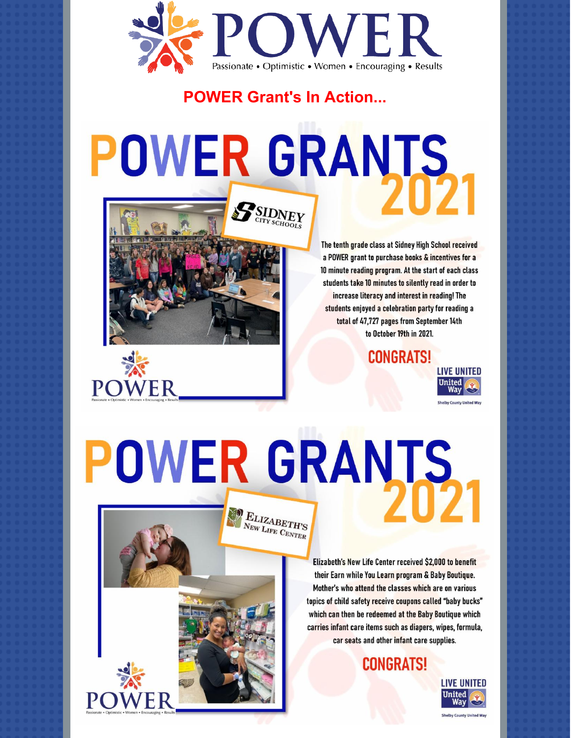# POWER

Passionate • Optimistic • Women • Encouraging • Results

## POWER Grant's In Action...

# POWER GRANTS 2021

SIDNEY CITY SCHOOLS

The tenth grade class at Sidney High School received a POWER grant to purchase books & incentives for a 10 minute reading program. At the start of each class students take 10 minutes to silently read in order to increase literacy and interest in reading! The students enjoyed a celebration party for reading a total of 47,727 pages from September 14th to October 19th in 2021.

**CONGRATS!**

LIVE UNITED United Way

Shelby County United Way

# POWER GRANTS 2021

ELIZABETH'S NEW LIFE CENTER

Elizabeth's New Life Center received $2,000 to benefit their Earn while You Learn program & Baby Boutique. Mother's who attend the classes which are on various topics of child safety receive coupons called "baby bucks" which can then be redeemed at the Baby Boutique which carries infant care items such as diapers, wipes, formula, car seats and other infant care supplies.

**CONGRATS!**

LIVE UNITED United Way

Shelby County United Way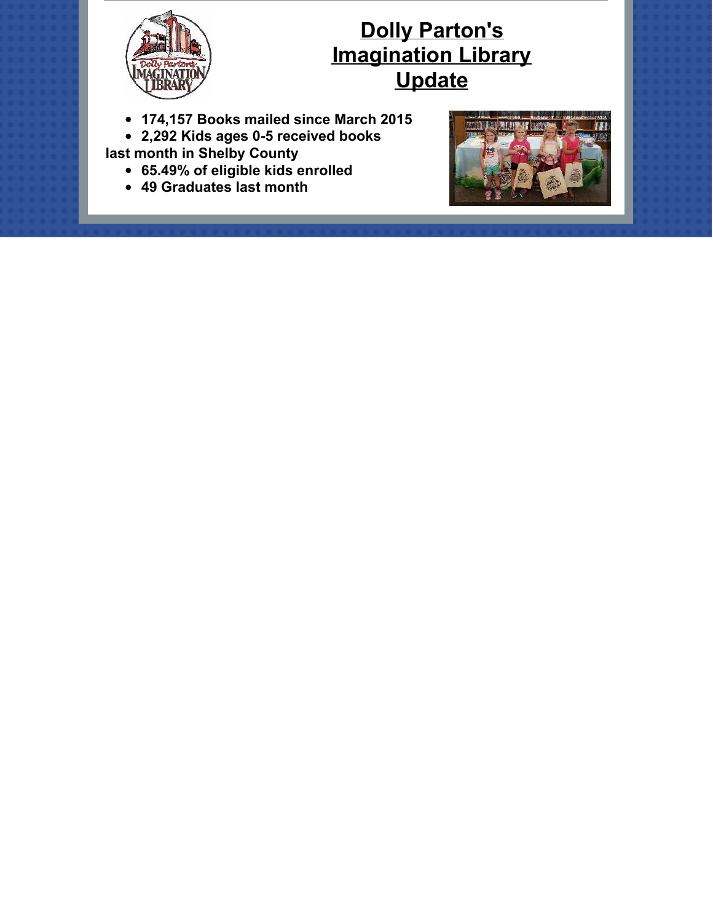## Dolly Parton's Imagination Library Update

- **174,157 Books mailed since March 2015**
- **2,292 Kids ages 0-5 received books last month in Shelby County**
- **65.49% of eligible kids enrolled**
- **49 Graduates last month**